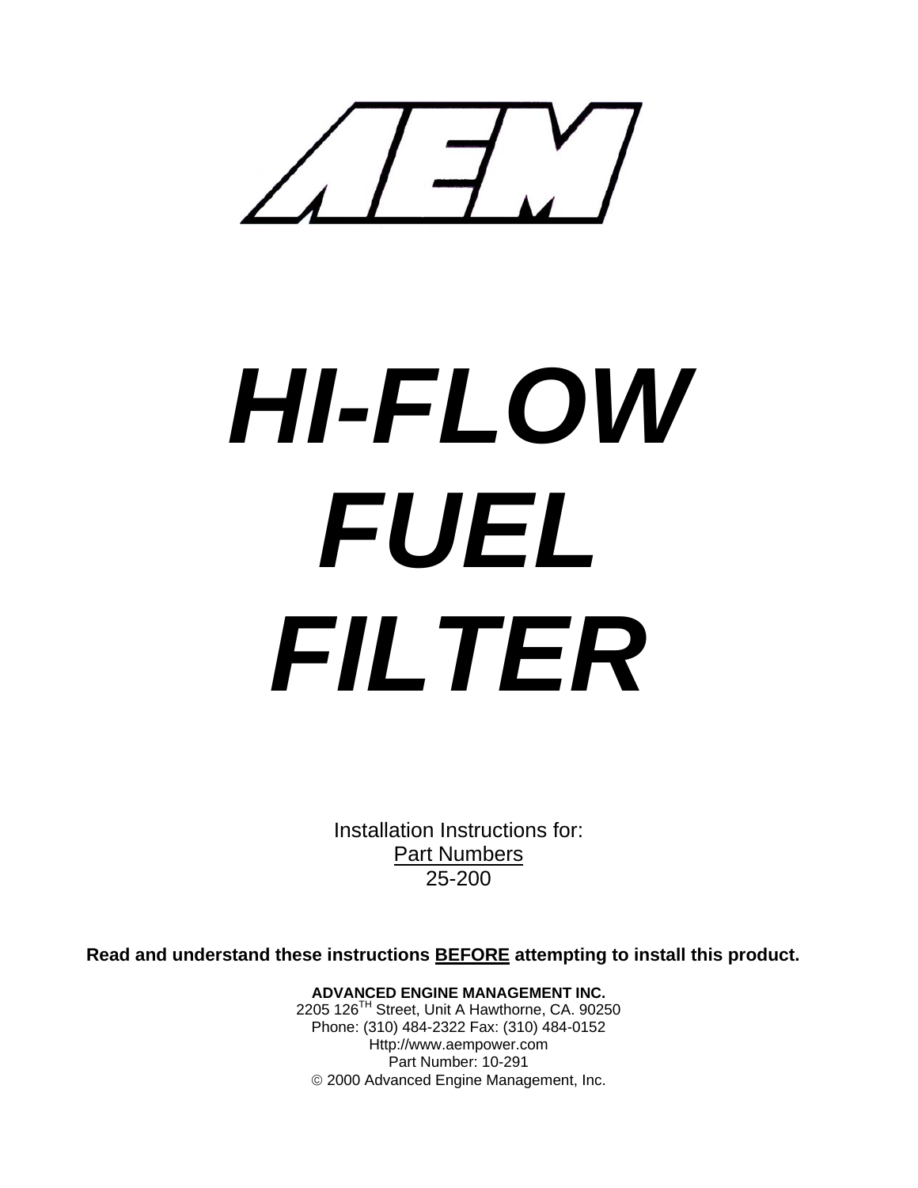# AEM

# *HI-FLOW FUEL FILTER*

Installation Instructions for:
Part Numbers
25-200

**Read and understand these instructions BEFORE attempting to install this product.**

**ADVANCED ENGINE MANAGEMENT INC.**
2205 126TH Street, Unit A Hawthorne, CA. 90250
Phone: (310) 484-2322 Fax: (310) 484-0152
Http://www.aempower.com
Part Number: 10-291
© 2000 Advanced Engine Management, Inc.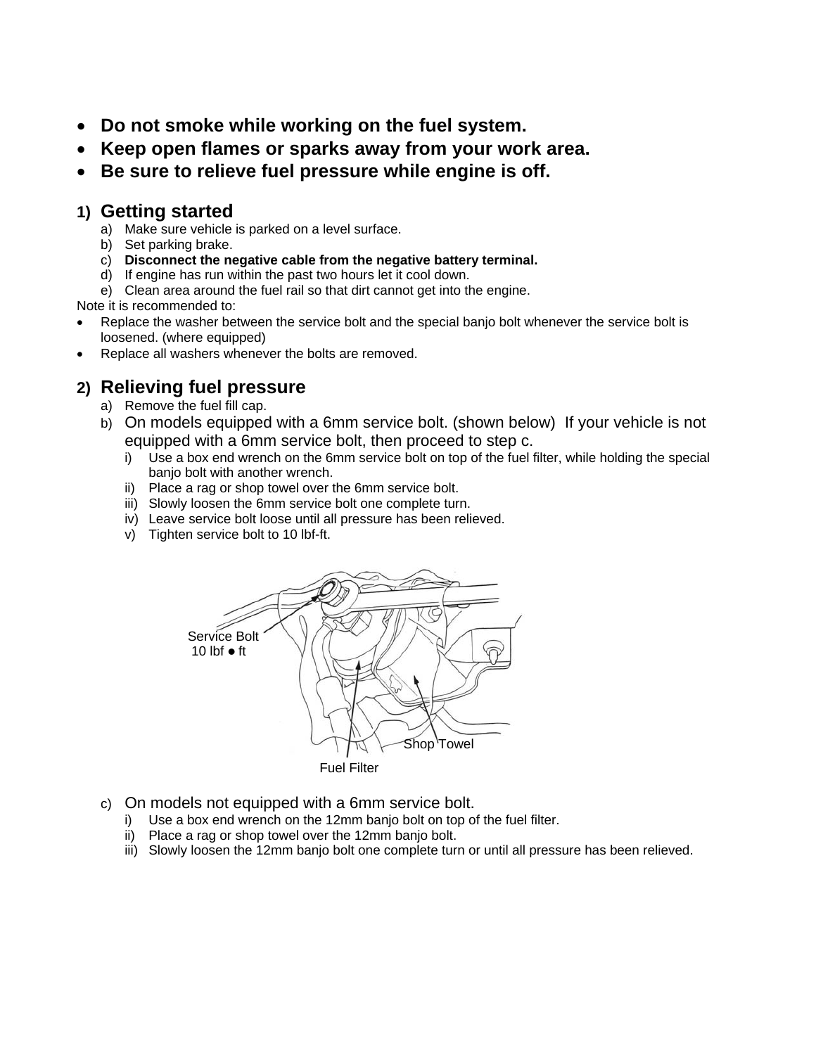- **Do not smoke while working on the fuel system.**
- **Keep open flames or sparks away from your work area.**
- **Be sure to relieve fuel pressure while engine is off.**

## 1) Getting started

a) Make sure vehicle is parked on a level surface.
b) Set parking brake.
c) **Disconnect the negative cable from the negative battery terminal.**
d) If engine has run within the past two hours let it cool down.
e) Clean area around the fuel rail so that dirt cannot get into the engine.

Note it is recommended to:

- Replace the washer between the service bolt and the special banjo bolt whenever the service bolt is loosened. (where equipped)
- Replace all washers whenever the bolts are removed.

## 2) Relieving fuel pressure

a) Remove the fuel fill cap.
b) On models equipped with a 6mm service bolt. (shown below) If your vehicle is not equipped with a 6mm service bolt, then proceed to step c.
   i) Use a box end wrench on the 6mm service bolt on top of the fuel filter, while holding the special banjo bolt with another wrench.
   ii) Place a rag or shop towel over the 6mm service bolt.
   iii) Slowly loosen the 6mm service bolt one complete turn.
   iv) Leave service bolt loose until all pressure has been relieved.
   v) Tighten service bolt to 10 lbf-ft.

Service Bolt 10 lbf ● ft

Shop Towel

Fuel Filter

c) On models not equipped with a 6mm service bolt.
   i) Use a box end wrench on the 12mm banjo bolt on top of the fuel filter.
   ii) Place a rag or shop towel over the 12mm banjo bolt.
   iii) Slowly loosen the 12mm banjo bolt one complete turn or until all pressure has been relieved.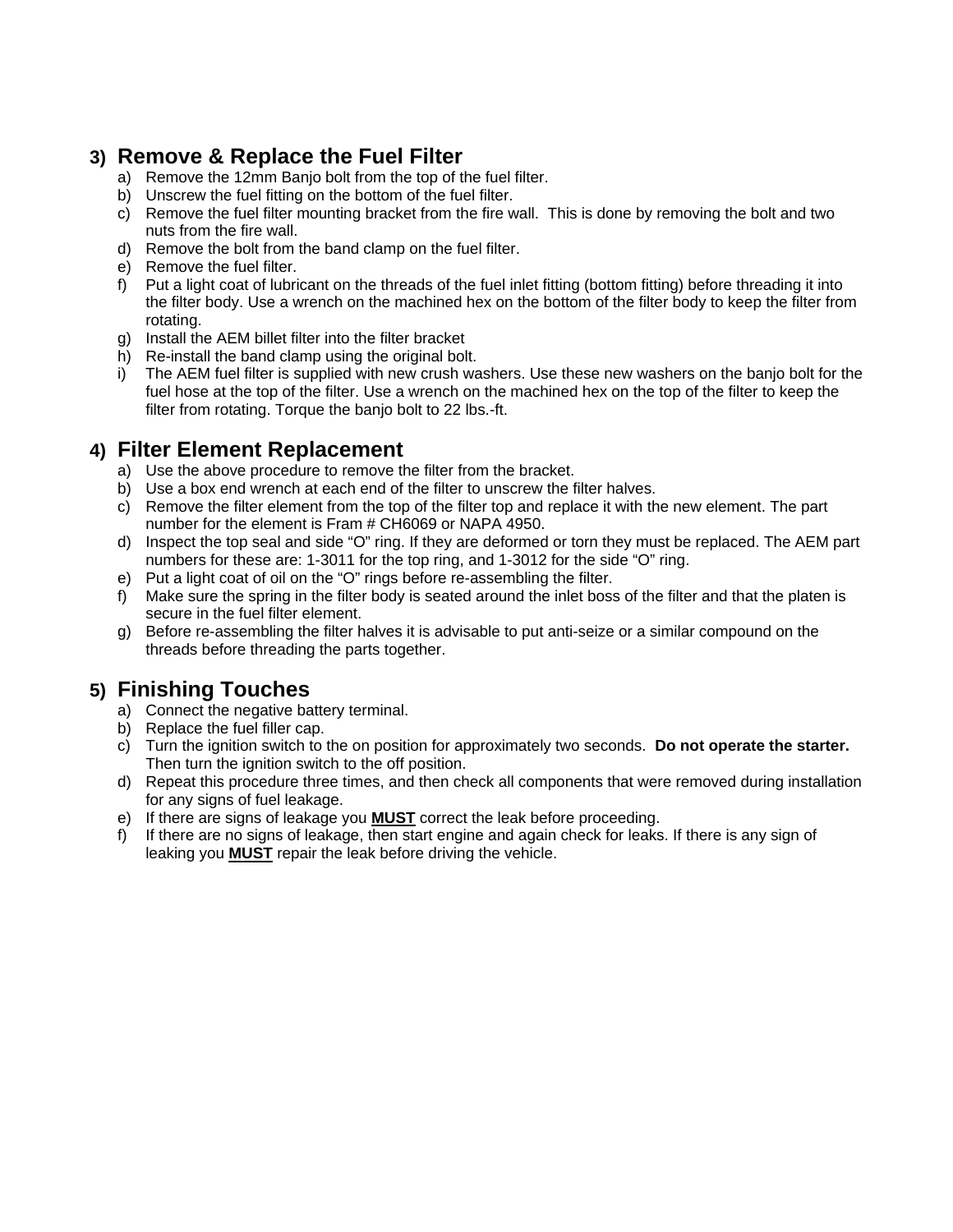## 3) Remove & Replace the Fuel Filter

a) Remove the 12mm Banjo bolt from the top of the fuel filter.
b) Unscrew the fuel fitting on the bottom of the fuel filter.
c) Remove the fuel filter mounting bracket from the fire wall. This is done by removing the bolt and two nuts from the fire wall.
d) Remove the bolt from the band clamp on the fuel filter.
e) Remove the fuel filter.
f) Put a light coat of lubricant on the threads of the fuel inlet fitting (bottom fitting) before threading it into the filter body. Use a wrench on the machined hex on the bottom of the filter body to keep the filter from rotating.
g) Install the AEM billet filter into the filter bracket
h) Re-install the band clamp using the original bolt.
i) The AEM fuel filter is supplied with new crush washers. Use these new washers on the banjo bolt for the fuel hose at the top of the filter. Use a wrench on the machined hex on the top of the filter to keep the filter from rotating. Torque the banjo bolt to 22 lbs.-ft.

## 4) Filter Element Replacement

a) Use the above procedure to remove the filter from the bracket.
b) Use a box end wrench at each end of the filter to unscrew the filter halves.
c) Remove the filter element from the top of the filter top and replace it with the new element. The part number for the element is Fram # CH6069 or NAPA 4950.
d) Inspect the top seal and side "O" ring. If they are deformed or torn they must be replaced. The AEM part numbers for these are: 1-3011 for the top ring, and 1-3012 for the side "O" ring.
e) Put a light coat of oil on the "O" rings before re-assembling the filter.
f) Make sure the spring in the filter body is seated around the inlet boss of the filter and that the platen is secure in the fuel filter element.
g) Before re-assembling the filter halves it is advisable to put anti-seize or a similar compound on the threads before threading the parts together.

## 5) Finishing Touches

a) Connect the negative battery terminal.
b) Replace the fuel filler cap.
c) Turn the ignition switch to the on position for approximately two seconds. **Do not operate the starter.** Then turn the ignition switch to the off position.
d) Repeat this procedure three times, and then check all components that were removed during installation for any signs of fuel leakage.
e) If there are signs of leakage you **MUST** correct the leak before proceeding.
f) If there are no signs of leakage, then start engine and again check for leaks. If there is any sign of leaking you **MUST** repair the leak before driving the vehicle.